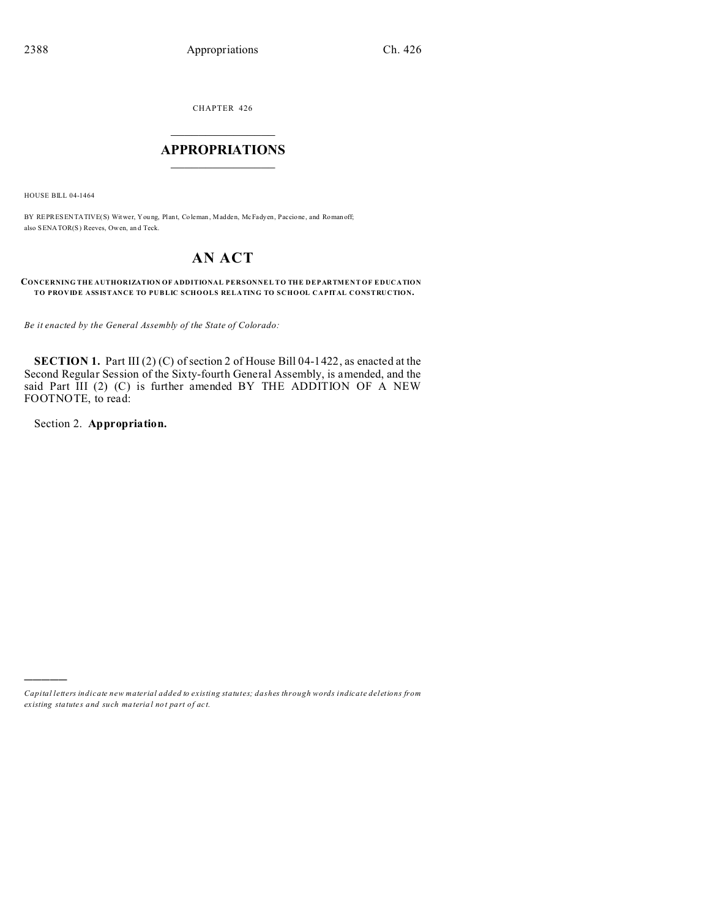CHAPTER 426

# APPROPRIATIONS

HOUSE BILL 04-1464

BY REPRESENTATIVE(S) Witwer, Young, Plant, Coleman, Madden, McFadyen, Paccione, and Romanoff;
also SENATOR(S) Reeves, Owen, and Teck.

# AN ACT

**CONCERNING THE AUTHORIZATION OF ADDITIONAL PERSONNEL TO THE DEPARTMENT OF EDUCATION TO PROVIDE ASSISTANCE TO PUBLIC SCHOOLS RELATING TO SCHOOL CAPITAL CONSTRUCTION.**

*Be it enacted by the General Assembly of the State of Colorado:*

**SECTION 1.** Part III (2) (C) of section 2 of House Bill 04-1422, as enacted at the Second Regular Session of the Sixty-fourth General Assembly, is amended, and the said Part III (2) (C) is further amended BY THE ADDITION OF A NEW FOOTNOTE, to read:

Section 2. **Appropriation.**

---

*Capital letters indicate new material added to existing statutes; dashes through words indicate deletions from existing statutes and such material not part of act.*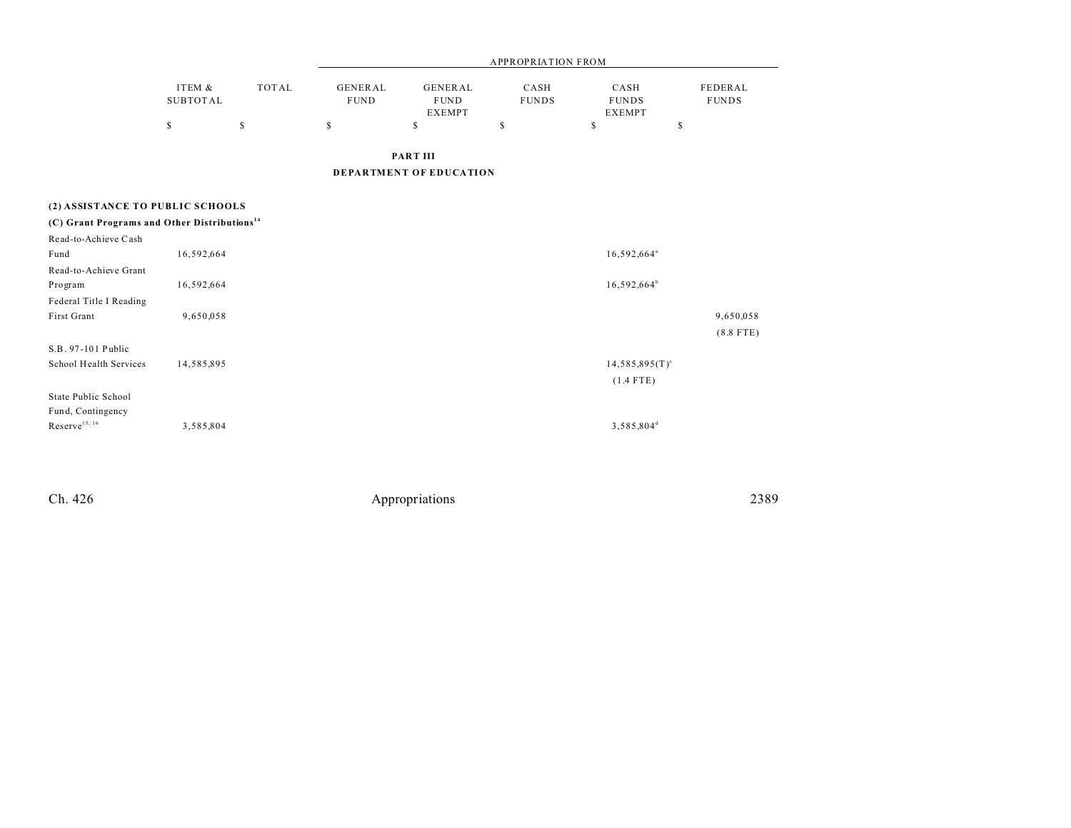| | ITEM & SUBTOTAL | TOTAL | APPROPRIATION FROM GENERAL FUND | GENERAL FUND EXEMPT | CASH FUNDS | CASH FUNDS EXEMPT | FEDERAL FUNDS |
|---|---|---|---|---|---|---|---|
| | $ | $ | $ | $ | $ | $ | $ |

**PART III**

**DEPARTMENT OF EDUCATION**

**(2) ASSISTANCE TO PUBLIC SCHOOLS**

**(C) Grant Programs and Other Distributions**[14]

| | ITEM & SUBTOTAL | TOTAL | GENERAL FUND | GENERAL FUND EXEMPT | CASH FUNDS | CASH FUNDS EXEMPT | FEDERAL FUNDS |
|---|---|---|---|---|---|---|---|
| Read-to-Achieve Cash Fund | 16,592,664 | | | | | 16,592,664[a] | |
| Read-to-Achieve Grant Program | 16,592,664 | | | | | 16,592,664[b] | |
| Federal Title I Reading First Grant | 9,650,058 | | | | | | 9,650,058 (8.8 FTE) |
| S.B. 97-101 Public School Health Services | 14,585,895 | | | | | 14,585,895(T)[c] (1.4 FTE) | |
| State Public School Fund, Contingency Reserve[15, 16] | 3,585,804 | | | | | 3,585,804[d] | |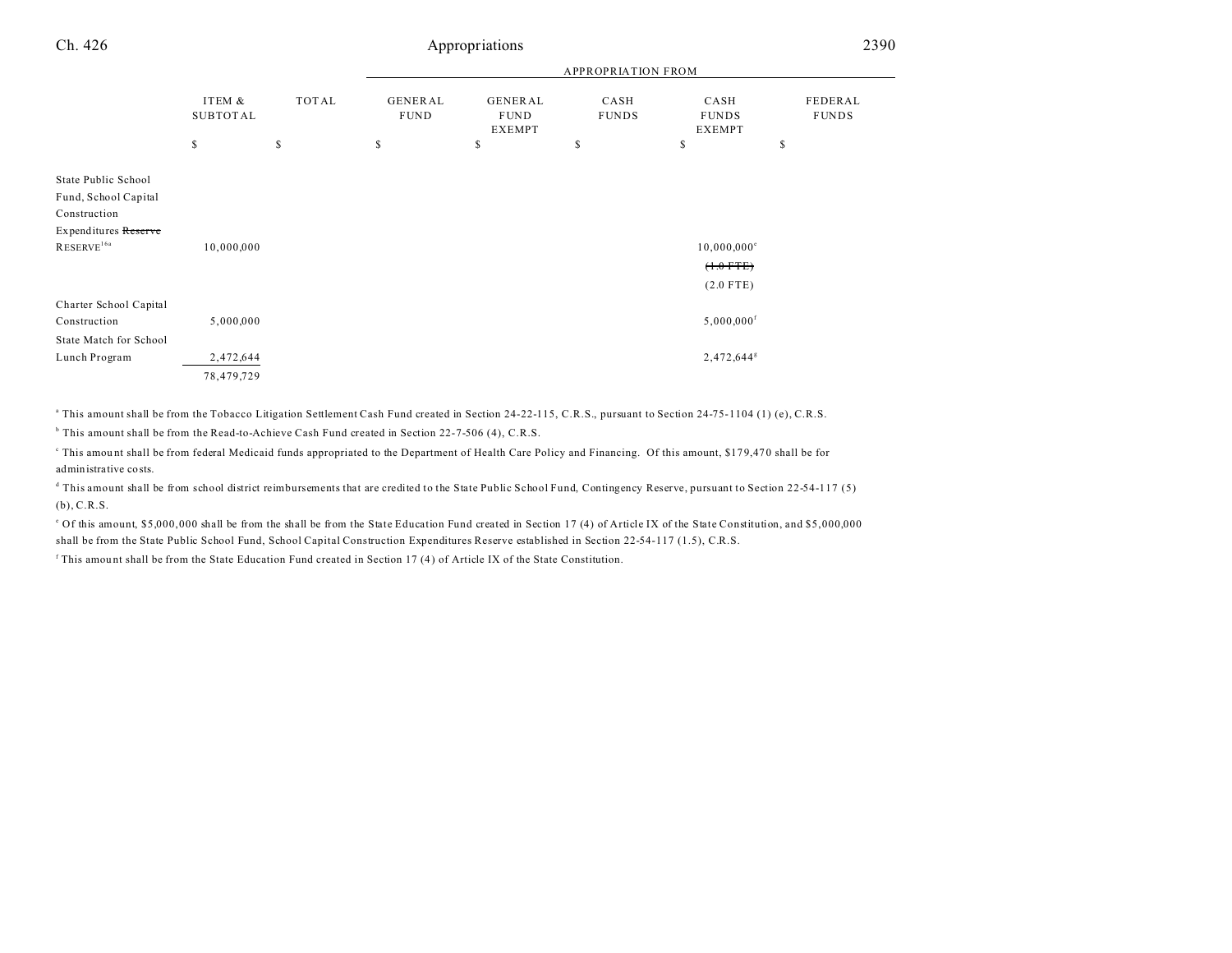| | ITEM & SUBTOTAL | TOTAL | APPROPRIATION FROM GENERAL FUND | GENERAL FUND EXEMPT | CASH FUNDS | CASH FUNDS EXEMPT | FEDERAL FUNDS |
|---|---|---|---|---|---|---|---|
| | $ | $ | $ | $ | $ | $ | $ |
| State Public School Fund, School Capital Construction Expenditures ~~Reserve~~ RESERVE[16a] | 10,000,000 | | | | | 10,000,000[e] ~~(1.0 FTE)~~ (2.0 FTE) | |
| Charter School Capital Construction | 5,000,000 | | | | | 5,000,000[f] | |
| State Match for School Lunch Program | 2,472,644 | | | | | 2,472,644[g] | |
| | 78,479,729 | | | | | | |

[a] This amount shall be from the Tobacco Litigation Settlement Cash Fund created in Section 24-22-115, C.R.S., pursuant to Section 24-75-1104 (1) (e), C.R.S.

[b] This amount shall be from the Read-to-Achieve Cash Fund created in Section 22-7-506 (4), C.R.S.

[c] This amount shall be from federal Medicaid funds appropriated to the Department of Health Care Policy and Financing. Of this amount, $179,470 shall be for administrative costs.

[d] This amount shall be from school district reimbursements that are credited to the State Public School Fund, Contingency Reserve, pursuant to Section 22-54-117 (5) (b), C.R.S.

[e] Of this amount, $5,000,000 shall be from the shall be from the State Education Fund created in Section 17 (4) of Article IX of the State Constitution, and $5,000,000 shall be from the State Public School Fund, School Capital Construction Expenditures Reserve established in Section 22-54-117 (1.5), C.R.S.

[f] This amount shall be from the State Education Fund created in Section 17 (4) of Article IX of the State Constitution.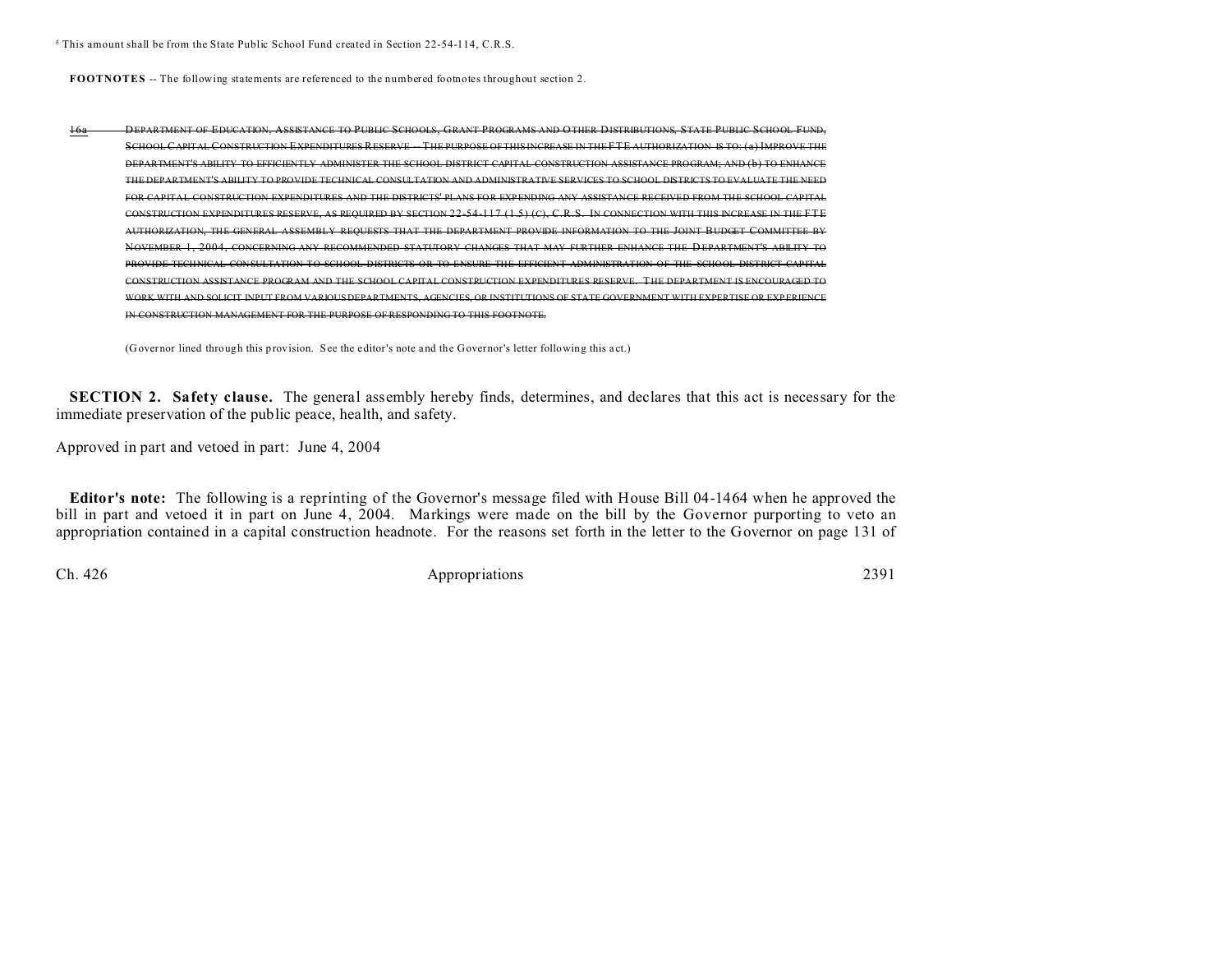[8] This amount shall be from the State Public School Fund created in Section 22-54-114, C.R.S.

**FOOTNOTES** -- The following statements are referenced to the numbered footnotes throughout section 2.

~~16a DEPARTMENT OF EDUCATION, ASSISTANCE TO PUBLIC SCHOOLS, GRANT PROGRAMS AND OTHER DISTRIBUTIONS, STATE PUBLIC SCHOOL FUND, SCHOOL CAPITAL CONSTRUCTION EXPENDITURES RESERVE -- THE PURPOSE OF THIS INCREASE IN THE FTE AUTHORIZATION IS TO: (a) IMPROVE THE DEPARTMENT'S ABILITY TO EFFICIENTLY ADMINISTER THE SCHOOL DISTRICT CAPITAL CONSTRUCTION ASSISTANCE PROGRAM; AND (b) TO ENHANCE THE DEPARTMENT'S ABILITY TO PROVIDE TECHNICAL CONSULTATION AND ADMINISTRATIVE SERVICES TO SCHOOL DISTRICTS TO EVALUATE THE NEED FOR CAPITAL CONSTRUCTION EXPENDITURES AND THE DISTRICTS' PLANS FOR EXPENDING ANY ASSISTANCE RECEIVED FROM THE SCHOOL CAPITAL CONSTRUCTION EXPENDITURES RESERVE, AS REQUIRED BY SECTION 22-54-117 (1.5) (C), C.R.S. IN CONNECTION WITH THIS INCREASE IN THE FTE AUTHORIZATION, THE GENERAL ASSEMBLY REQUESTS THAT THE DEPARTMENT PROVIDE INFORMATION TO THE JOINT BUDGET COMMITTEE BY NOVEMBER 1, 2004, CONCERNING ANY RECOMMENDED STATUTORY CHANGES THAT MAY FURTHER ENHANCE THE DEPARTMENT'S ABILITY TO PROVIDE TECHNICAL CONSULTATION TO SCHOOL DISTRICTS OR TO ENSURE THE EFFICIENT ADMINISTRATION OF THE SCHOOL DISTRICT CAPITAL CONSTRUCTION ASSISTANCE PROGRAM AND THE SCHOOL CAPITAL CONSTRUCTION EXPENDITURES RESERVE. THE DEPARTMENT IS ENCOURAGED TO WORK WITH AND SOLICIT INPUT FROM VARIOUS DEPARTMENTS, AGENCIES, OR INSTITUTIONS OF STATE GOVERNMENT WITH EXPERTISE OR EXPERIENCE IN CONSTRUCTION MANAGEMENT FOR THE PURPOSE OF RESPONDING TO THIS FOOTNOTE.~~

(Governor lined through this provision. See the editor's note and the Governor's letter following this act.)

**SECTION 2. Safety clause.** The general assembly hereby finds, determines, and declares that this act is necessary for the immediate preservation of the public peace, health, and safety.

Approved in part and vetoed in part: June 4, 2004

**Editor's note:** The following is a reprinting of the Governor's message filed with House Bill 04-1464 when he approved the bill in part and vetoed it in part on June 4, 2004. Markings were made on the bill by the Governor purporting to veto an appropriation contained in a capital construction headnote. For the reasons set forth in the letter to the Governor on page 131 of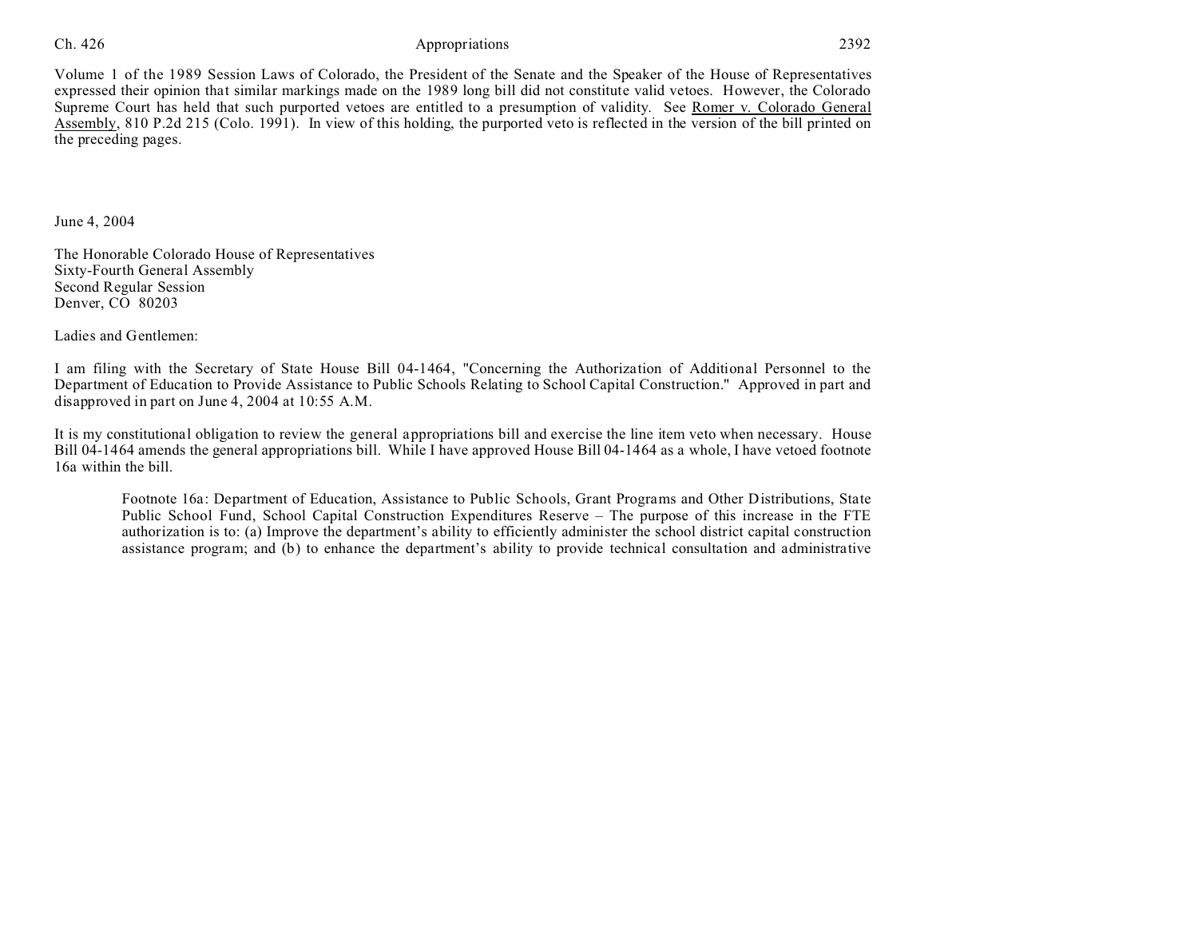Volume 1 of the 1989 Session Laws of Colorado, the President of the Senate and the Speaker of the House of Representatives expressed their opinion that similar markings made on the 1989 long bill did not constitute valid vetoes. However, the Colorado Supreme Court has held that such purported vetoes are entitled to a presumption of validity. See Romer v. Colorado General Assembly, 810 P.2d 215 (Colo. 1991). In view of this holding, the purported veto is reflected in the version of the bill printed on the preceding pages.

June 4, 2004

The Honorable Colorado House of Representatives
Sixty-Fourth General Assembly
Second Regular Session
Denver, CO 80203

Ladies and Gentlemen:

I am filing with the Secretary of State House Bill 04-1464, "Concerning the Authorization of Additional Personnel to the Department of Education to Provide Assistance to Public Schools Relating to School Capital Construction." Approved in part and disapproved in part on June 4, 2004 at 10:55 A.M.

It is my constitutional obligation to review the general appropriations bill and exercise the line item veto when necessary. House Bill 04-1464 amends the general appropriations bill. While I have approved House Bill 04-1464 as a whole, I have vetoed footnote 16a within the bill.

> Footnote 16a: Department of Education, Assistance to Public Schools, Grant Programs and Other Distributions, State Public School Fund, School Capital Construction Expenditures Reserve – The purpose of this increase in the FTE authorization is to: (a) Improve the department's ability to efficiently administer the school district capital construction assistance program; and (b) to enhance the department's ability to provide technical consultation and administrative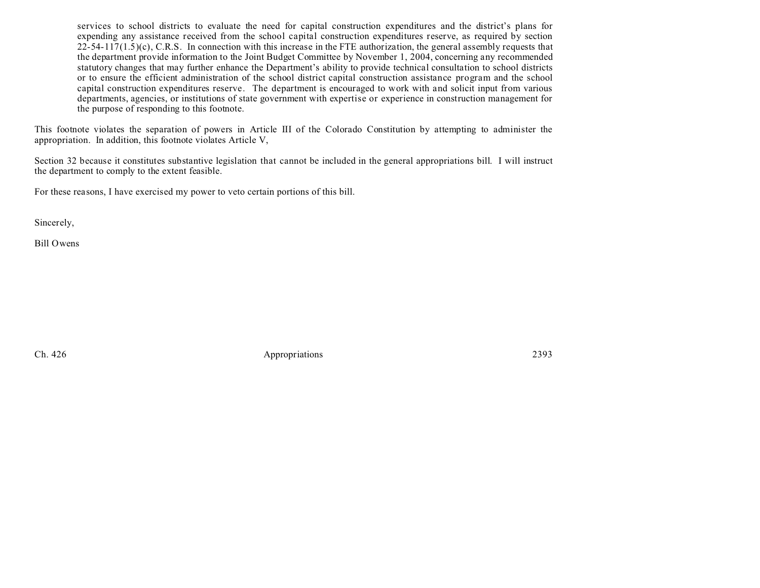services to school districts to evaluate the need for capital construction expenditures and the district's plans for expending any assistance received from the school capital construction expenditures reserve, as required by section 22-54-117(1.5)(c), C.R.S. In connection with this increase in the FTE authorization, the general assembly requests that the department provide information to the Joint Budget Committee by November 1, 2004, concerning any recommended statutory changes that may further enhance the Department's ability to provide technical consultation to school districts or to ensure the efficient administration of the school district capital construction assistance program and the school capital construction expenditures reserve. The department is encouraged to work with and solicit input from various departments, agencies, or institutions of state government with expertise or experience in construction management for the purpose of responding to this footnote.

This footnote violates the separation of powers in Article III of the Colorado Constitution by attempting to administer the appropriation. In addition, this footnote violates Article V,

Section 32 because it constitutes substantive legislation that cannot be included in the general appropriations bill. I will instruct the department to comply to the extent feasible.

For these reasons, I have exercised my power to veto certain portions of this bill.

Sincerely,

Bill Owens